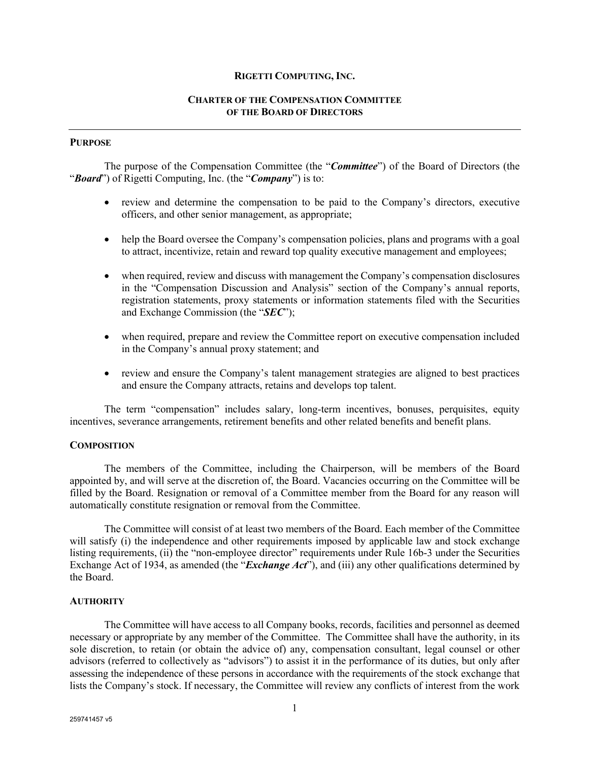# RIGETTI COMPUTING, INC.

## CHARTER OF THE COMPENSATION COMMITTEE OF THE BOARD OF DIRECTORS

### PURPOSE

The purpose of the Compensation Committee (the "***Committee***") of the Board of Directors (the "***Board***") of Rigetti Computing, Inc. (the "***Company***") is to:

- review and determine the compensation to be paid to the Company's directors, executive officers, and other senior management, as appropriate;
- help the Board oversee the Company's compensation policies, plans and programs with a goal to attract, incentivize, retain and reward top quality executive management and employees;
- when required, review and discuss with management the Company's compensation disclosures in the "Compensation Discussion and Analysis" section of the Company's annual reports, registration statements, proxy statements or information statements filed with the Securities and Exchange Commission (the "***SEC***");
- when required, prepare and review the Committee report on executive compensation included in the Company's annual proxy statement; and
- review and ensure the Company's talent management strategies are aligned to best practices and ensure the Company attracts, retains and develops top talent.

The term "compensation" includes salary, long-term incentives, bonuses, perquisites, equity incentives, severance arrangements, retirement benefits and other related benefits and benefit plans.

### COMPOSITION

The members of the Committee, including the Chairperson, will be members of the Board appointed by, and will serve at the discretion of, the Board. Vacancies occurring on the Committee will be filled by the Board. Resignation or removal of a Committee member from the Board for any reason will automatically constitute resignation or removal from the Committee.

The Committee will consist of at least two members of the Board. Each member of the Committee will satisfy (i) the independence and other requirements imposed by applicable law and stock exchange listing requirements, (ii) the "non-employee director" requirements under Rule 16b-3 under the Securities Exchange Act of 1934, as amended (the "***Exchange Act***"), and (iii) any other qualifications determined by the Board.

### AUTHORITY

The Committee will have access to all Company books, records, facilities and personnel as deemed necessary or appropriate by any member of the Committee. The Committee shall have the authority, in its sole discretion, to retain (or obtain the advice of) any, compensation consultant, legal counsel or other advisors (referred to collectively as "advisors") to assist it in the performance of its duties, but only after assessing the independence of these persons in accordance with the requirements of the stock exchange that lists the Company's stock. If necessary, the Committee will review any conflicts of interest from the work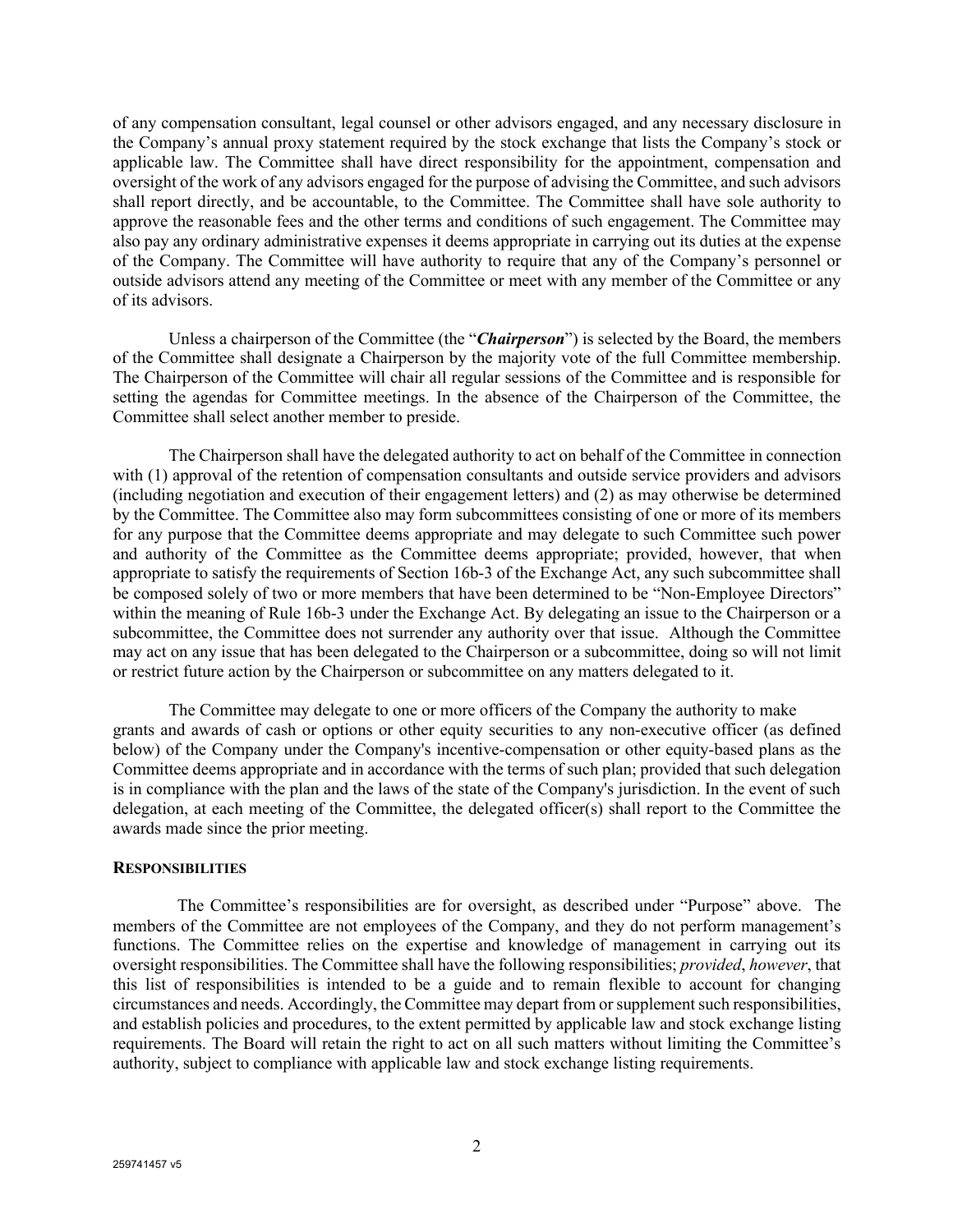of any compensation consultant, legal counsel or other advisors engaged, and any necessary disclosure in the Company's annual proxy statement required by the stock exchange that lists the Company's stock or applicable law. The Committee shall have direct responsibility for the appointment, compensation and oversight of the work of any advisors engaged for the purpose of advising the Committee, and such advisors shall report directly, and be accountable, to the Committee. The Committee shall have sole authority to approve the reasonable fees and the other terms and conditions of such engagement. The Committee may also pay any ordinary administrative expenses it deems appropriate in carrying out its duties at the expense of the Company. The Committee will have authority to require that any of the Company's personnel or outside advisors attend any meeting of the Committee or meet with any member of the Committee or any of its advisors.

Unless a chairperson of the Committee (the "***Chairperson***") is selected by the Board, the members of the Committee shall designate a Chairperson by the majority vote of the full Committee membership. The Chairperson of the Committee will chair all regular sessions of the Committee and is responsible for setting the agendas for Committee meetings. In the absence of the Chairperson of the Committee, the Committee shall select another member to preside.

The Chairperson shall have the delegated authority to act on behalf of the Committee in connection with (1) approval of the retention of compensation consultants and outside service providers and advisors (including negotiation and execution of their engagement letters) and (2) as may otherwise be determined by the Committee. The Committee also may form subcommittees consisting of one or more of its members for any purpose that the Committee deems appropriate and may delegate to such Committee such power and authority of the Committee as the Committee deems appropriate; provided, however, that when appropriate to satisfy the requirements of Section 16b-3 of the Exchange Act, any such subcommittee shall be composed solely of two or more members that have been determined to be "Non-Employee Directors" within the meaning of Rule 16b-3 under the Exchange Act. By delegating an issue to the Chairperson or a subcommittee, the Committee does not surrender any authority over that issue. Although the Committee may act on any issue that has been delegated to the Chairperson or a subcommittee, doing so will not limit or restrict future action by the Chairperson or subcommittee on any matters delegated to it.

The Committee may delegate to one or more officers of the Company the authority to make grants and awards of cash or options or other equity securities to any non-executive officer (as defined below) of the Company under the Company's incentive-compensation or other equity-based plans as the Committee deems appropriate and in accordance with the terms of such plan; provided that such delegation is in compliance with the plan and the laws of the state of the Company's jurisdiction. In the event of such delegation, at each meeting of the Committee, the delegated officer(s) shall report to the Committee the awards made since the prior meeting.

## RESPONSIBILITIES

The Committee's responsibilities are for oversight, as described under "Purpose" above. The members of the Committee are not employees of the Company, and they do not perform management's functions. The Committee relies on the expertise and knowledge of management in carrying out its oversight responsibilities. The Committee shall have the following responsibilities; *provided*, *however*, that this list of responsibilities is intended to be a guide and to remain flexible to account for changing circumstances and needs. Accordingly, the Committee may depart from or supplement such responsibilities, and establish policies and procedures, to the extent permitted by applicable law and stock exchange listing requirements. The Board will retain the right to act on all such matters without limiting the Committee's authority, subject to compliance with applicable law and stock exchange listing requirements.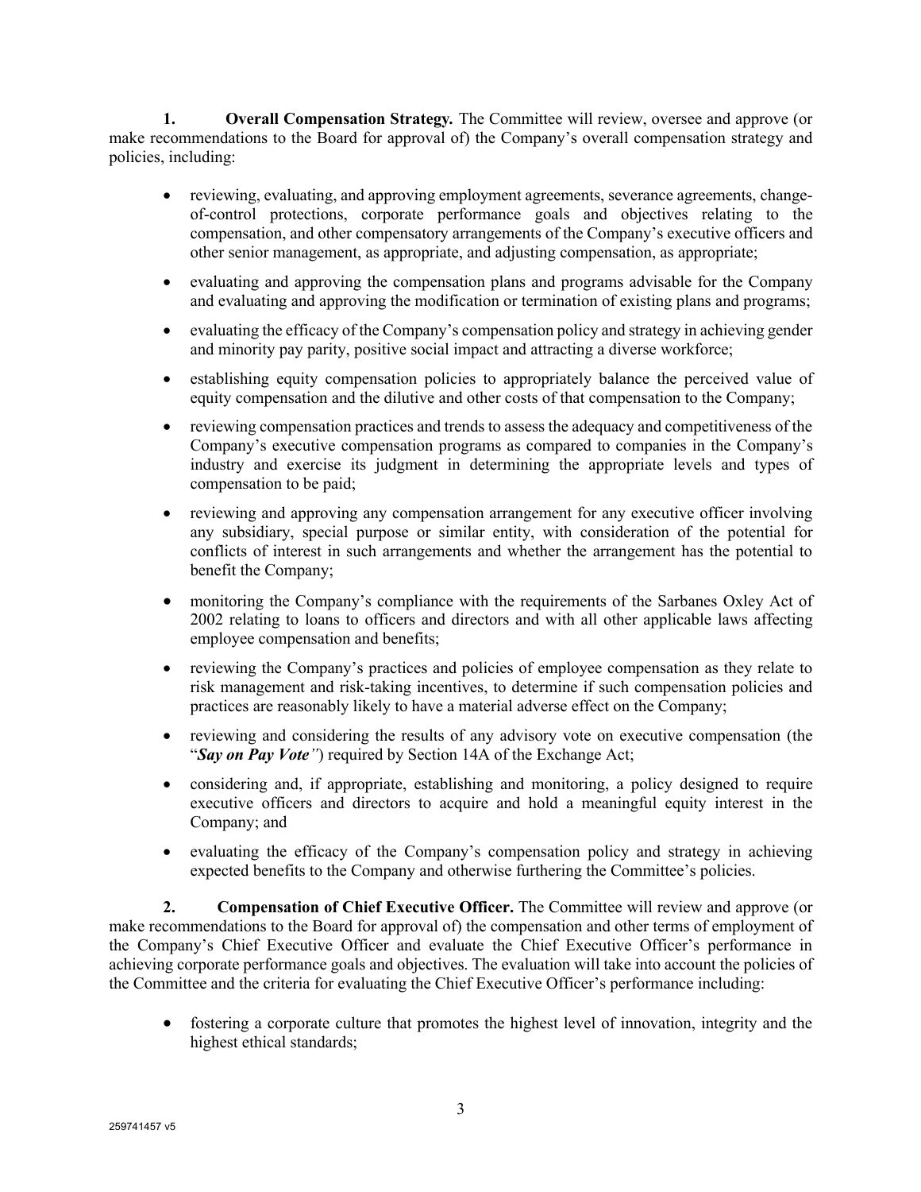**1. Overall Compensation Strategy.** The Committee will review, oversee and approve (or make recommendations to the Board for approval of) the Company's overall compensation strategy and policies, including:

- reviewing, evaluating, and approving employment agreements, severance agreements, change-of-control protections, corporate performance goals and objectives relating to the compensation, and other compensatory arrangements of the Company's executive officers and other senior management, as appropriate, and adjusting compensation, as appropriate;
- evaluating and approving the compensation plans and programs advisable for the Company and evaluating and approving the modification or termination of existing plans and programs;
- evaluating the efficacy of the Company's compensation policy and strategy in achieving gender and minority pay parity, positive social impact and attracting a diverse workforce;
- establishing equity compensation policies to appropriately balance the perceived value of equity compensation and the dilutive and other costs of that compensation to the Company;
- reviewing compensation practices and trends to assess the adequacy and competitiveness of the Company's executive compensation programs as compared to companies in the Company's industry and exercise its judgment in determining the appropriate levels and types of compensation to be paid;
- reviewing and approving any compensation arrangement for any executive officer involving any subsidiary, special purpose or similar entity, with consideration of the potential for conflicts of interest in such arrangements and whether the arrangement has the potential to benefit the Company;
- monitoring the Company's compliance with the requirements of the Sarbanes Oxley Act of 2002 relating to loans to officers and directors and with all other applicable laws affecting employee compensation and benefits;
- reviewing the Company's practices and policies of employee compensation as they relate to risk management and risk-taking incentives, to determine if such compensation policies and practices are reasonably likely to have a material adverse effect on the Company;
- reviewing and considering the results of any advisory vote on executive compensation (the "***Say on Pay Vote***") required by Section 14A of the Exchange Act;
- considering and, if appropriate, establishing and monitoring, a policy designed to require executive officers and directors to acquire and hold a meaningful equity interest in the Company; and
- evaluating the efficacy of the Company's compensation policy and strategy in achieving expected benefits to the Company and otherwise furthering the Committee's policies.

**2. Compensation of Chief Executive Officer.** The Committee will review and approve (or make recommendations to the Board for approval of) the compensation and other terms of employment of the Company's Chief Executive Officer and evaluate the Chief Executive Officer's performance in achieving corporate performance goals and objectives. The evaluation will take into account the policies of the Committee and the criteria for evaluating the Chief Executive Officer's performance including:

- fostering a corporate culture that promotes the highest level of innovation, integrity and the highest ethical standards;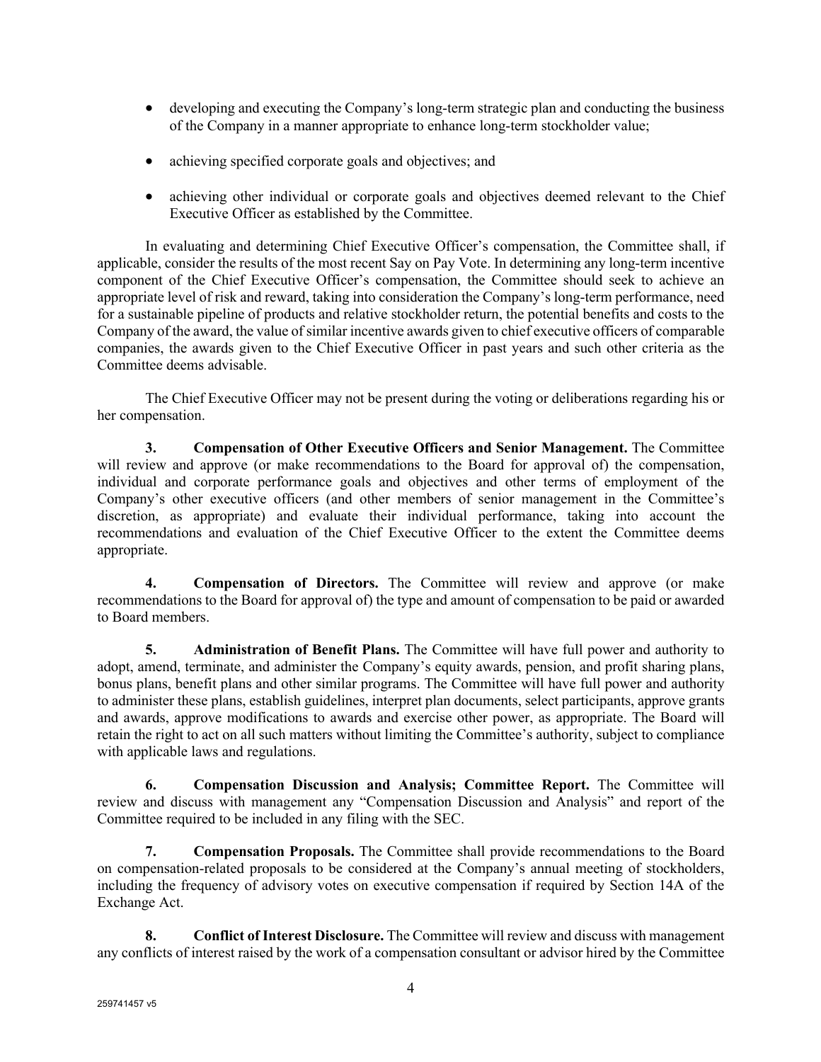- developing and executing the Company's long-term strategic plan and conducting the business of the Company in a manner appropriate to enhance long-term stockholder value;

- achieving specified corporate goals and objectives; and

- achieving other individual or corporate goals and objectives deemed relevant to the Chief Executive Officer as established by the Committee.

In evaluating and determining Chief Executive Officer's compensation, the Committee shall, if applicable, consider the results of the most recent Say on Pay Vote. In determining any long-term incentive component of the Chief Executive Officer's compensation, the Committee should seek to achieve an appropriate level of risk and reward, taking into consideration the Company's long-term performance, need for a sustainable pipeline of products and relative stockholder return, the potential benefits and costs to the Company of the award, the value of similar incentive awards given to chief executive officers of comparable companies, the awards given to the Chief Executive Officer in past years and such other criteria as the Committee deems advisable.

The Chief Executive Officer may not be present during the voting or deliberations regarding his or her compensation.

**3. Compensation of Other Executive Officers and Senior Management.** The Committee will review and approve (or make recommendations to the Board for approval of) the compensation, individual and corporate performance goals and objectives and other terms of employment of the Company's other executive officers (and other members of senior management in the Committee's discretion, as appropriate) and evaluate their individual performance, taking into account the recommendations and evaluation of the Chief Executive Officer to the extent the Committee deems appropriate.

**4. Compensation of Directors.** The Committee will review and approve (or make recommendations to the Board for approval of) the type and amount of compensation to be paid or awarded to Board members.

**5. Administration of Benefit Plans.** The Committee will have full power and authority to adopt, amend, terminate, and administer the Company's equity awards, pension, and profit sharing plans, bonus plans, benefit plans and other similar programs. The Committee will have full power and authority to administer these plans, establish guidelines, interpret plan documents, select participants, approve grants and awards, approve modifications to awards and exercise other power, as appropriate. The Board will retain the right to act on all such matters without limiting the Committee's authority, subject to compliance with applicable laws and regulations.

**6. Compensation Discussion and Analysis; Committee Report.** The Committee will review and discuss with management any "Compensation Discussion and Analysis" and report of the Committee required to be included in any filing with the SEC.

**7. Compensation Proposals.** The Committee shall provide recommendations to the Board on compensation-related proposals to be considered at the Company's annual meeting of stockholders, including the frequency of advisory votes on executive compensation if required by Section 14A of the Exchange Act.

**8. Conflict of Interest Disclosure.** The Committee will review and discuss with management any conflicts of interest raised by the work of a compensation consultant or advisor hired by the Committee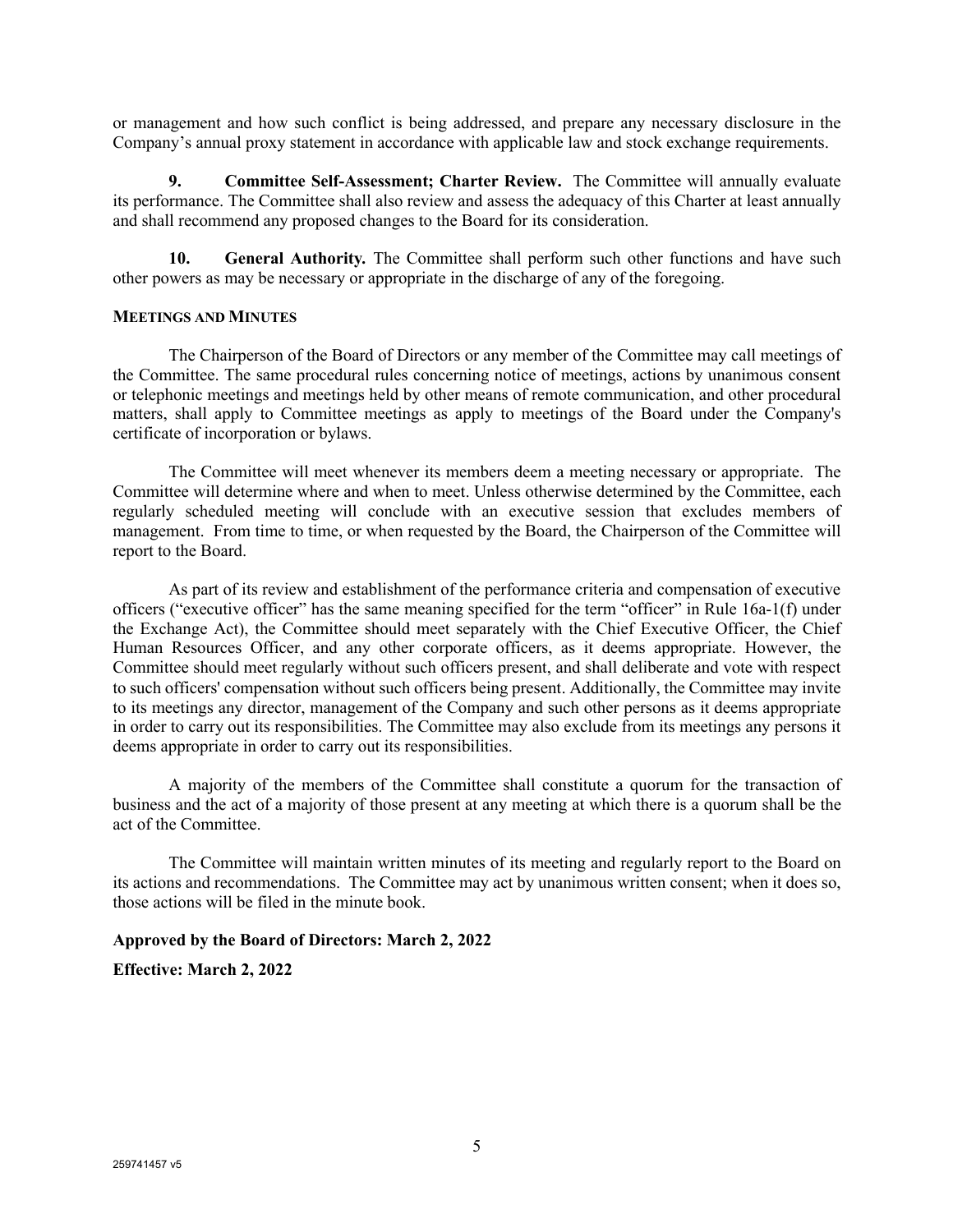or management and how such conflict is being addressed, and prepare any necessary disclosure in the Company's annual proxy statement in accordance with applicable law and stock exchange requirements.

**9. Committee Self-Assessment; Charter Review.** The Committee will annually evaluate its performance. The Committee shall also review and assess the adequacy of this Charter at least annually and shall recommend any proposed changes to the Board for its consideration.

**10. General Authority.** The Committee shall perform such other functions and have such other powers as may be necessary or appropriate in the discharge of any of the foregoing.

**MEETINGS AND MINUTES**

The Chairperson of the Board of Directors or any member of the Committee may call meetings of the Committee. The same procedural rules concerning notice of meetings, actions by unanimous consent or telephonic meetings and meetings held by other means of remote communication, and other procedural matters, shall apply to Committee meetings as apply to meetings of the Board under the Company's certificate of incorporation or bylaws.

The Committee will meet whenever its members deem a meeting necessary or appropriate. The Committee will determine where and when to meet. Unless otherwise determined by the Committee, each regularly scheduled meeting will conclude with an executive session that excludes members of management. From time to time, or when requested by the Board, the Chairperson of the Committee will report to the Board.

As part of its review and establishment of the performance criteria and compensation of executive officers ("executive officer" has the same meaning specified for the term "officer" in Rule 16a-1(f) under the Exchange Act), the Committee should meet separately with the Chief Executive Officer, the Chief Human Resources Officer, and any other corporate officers, as it deems appropriate. However, the Committee should meet regularly without such officers present, and shall deliberate and vote with respect to such officers' compensation without such officers being present. Additionally, the Committee may invite to its meetings any director, management of the Company and such other persons as it deems appropriate in order to carry out its responsibilities. The Committee may also exclude from its meetings any persons it deems appropriate in order to carry out its responsibilities.

A majority of the members of the Committee shall constitute a quorum for the transaction of business and the act of a majority of those present at any meeting at which there is a quorum shall be the act of the Committee.

The Committee will maintain written minutes of its meeting and regularly report to the Board on its actions and recommendations. The Committee may act by unanimous written consent; when it does so, those actions will be filed in the minute book.

**Approved by the Board of Directors: March 2, 2022**

**Effective: March 2, 2022**

259741457 v5